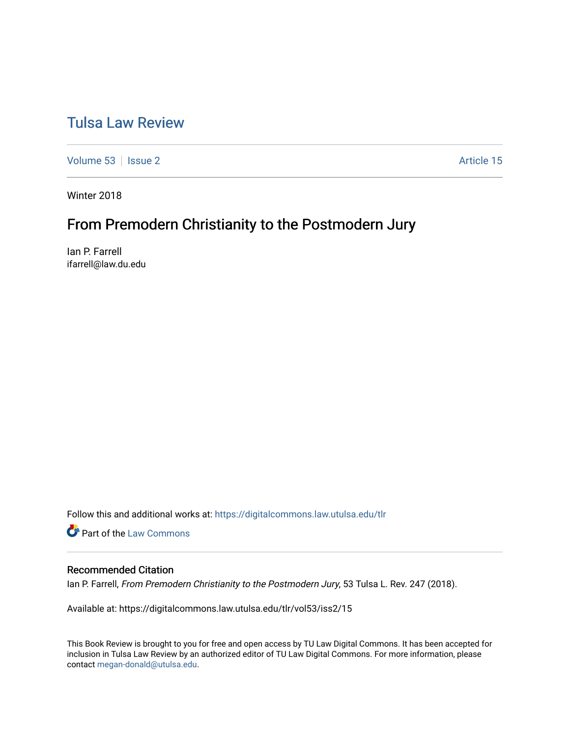# Tulsa Law Review

Volume 53 | Issue 2 Article 15

Winter 2018

## From Premodern Christianity to the Postmodern Jury

Ian P. Farrell
ifarrell@law.du.edu

Follow this and additional works at: https://digitalcommons.law.utulsa.edu/tlr

Part of the Law Commons

### Recommended Citation

Ian P. Farrell, *From Premodern Christianity to the Postmodern Jury*, 53 Tulsa L. Rev. 247 (2018).

Available at: https://digitalcommons.law.utulsa.edu/tlr/vol53/iss2/15

This Book Review is brought to you for free and open access by TU Law Digital Commons. It has been accepted for inclusion in Tulsa Law Review by an authorized editor of TU Law Digital Commons. For more information, please contact megan-donald@utulsa.edu.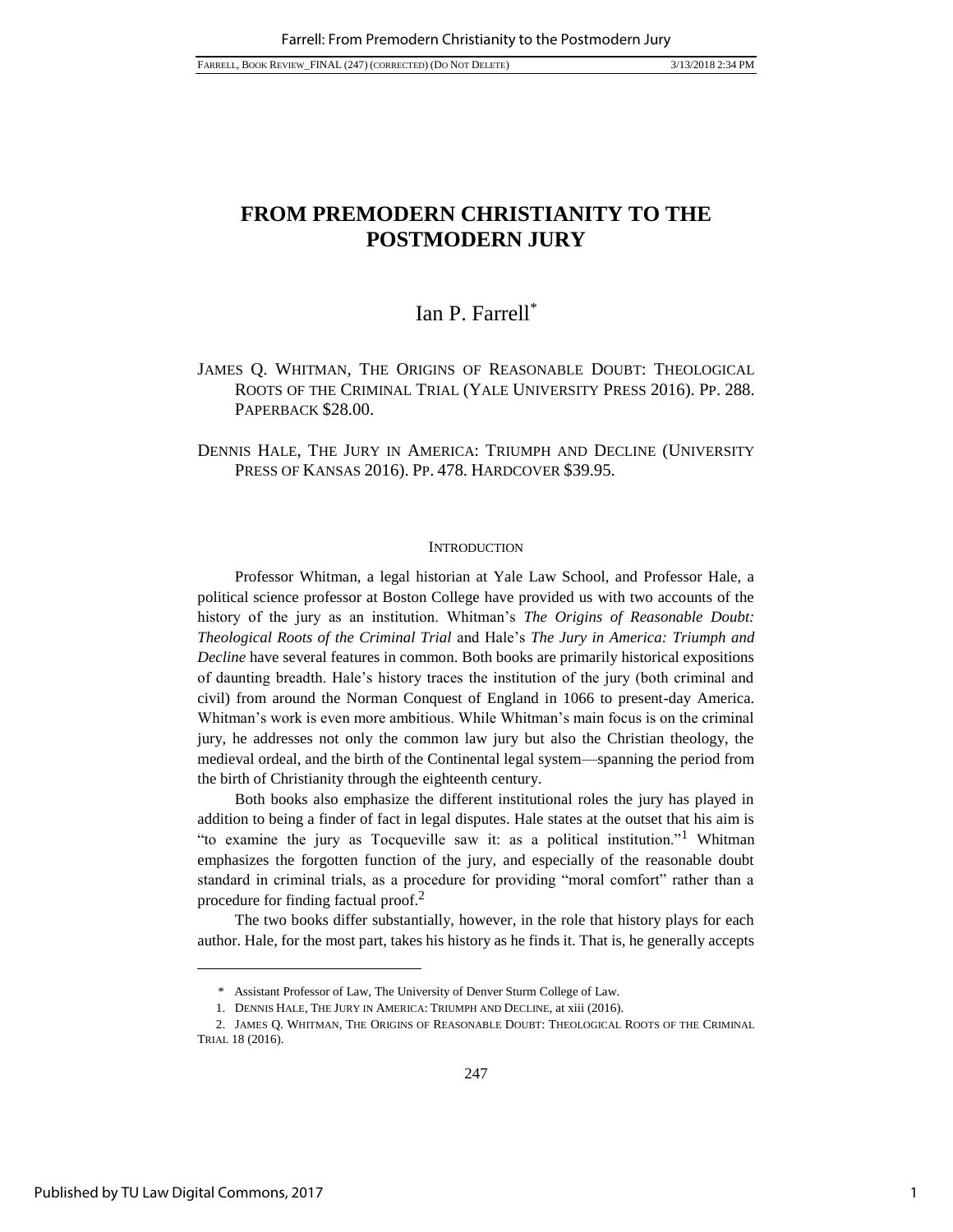# FROM PREMODERN CHRISTIANITY TO THE POSTMODERN JURY

Ian P. Farrell*

JAMES Q. WHITMAN, THE ORIGINS OF REASONABLE DOUBT: THEOLOGICAL ROOTS OF THE CRIMINAL TRIAL (YALE UNIVERSITY PRESS 2016). PP. 288. PAPERBACK $28.00.

DENNIS HALE, THE JURY IN AMERICA: TRIUMPH AND DECLINE (UNIVERSITY PRESS OF KANSAS 2016). PP. 478. HARDCOVER $39.95.

## INTRODUCTION

Professor Whitman, a legal historian at Yale Law School, and Professor Hale, a political science professor at Boston College have provided us with two accounts of the history of the jury as an institution. Whitman's *The Origins of Reasonable Doubt: Theological Roots of the Criminal Trial* and Hale's *The Jury in America: Triumph and Decline* have several features in common. Both books are primarily historical expositions of daunting breadth. Hale's history traces the institution of the jury (both criminal and civil) from around the Norman Conquest of England in 1066 to present-day America. Whitman's work is even more ambitious. While Whitman's main focus is on the criminal jury, he addresses not only the common law jury but also the Christian theology, the medieval ordeal, and the birth of the Continental legal system—spanning the period from the birth of Christianity through the eighteenth century.

Both books also emphasize the different institutional roles the jury has played in addition to being a finder of fact in legal disputes. Hale states at the outset that his aim is "to examine the jury as Tocqueville saw it: as a political institution."[1] Whitman emphasizes the forgotten function of the jury, and especially of the reasonable doubt standard in criminal trials, as a procedure for providing "moral comfort" rather than a procedure for finding factual proof.[2]

The two books differ substantially, however, in the role that history plays for each author. Hale, for the most part, takes his history as he finds it. That is, he generally accepts

---

\* Assistant Professor of Law, The University of Denver Sturm College of Law.

1. DENNIS HALE, THE JURY IN AMERICA: TRIUMPH AND DECLINE, at xiii (2016).

2. JAMES Q. WHITMAN, THE ORIGINS OF REASONABLE DOUBT: THEOLOGICAL ROOTS OF THE CRIMINAL TRIAL 18 (2016).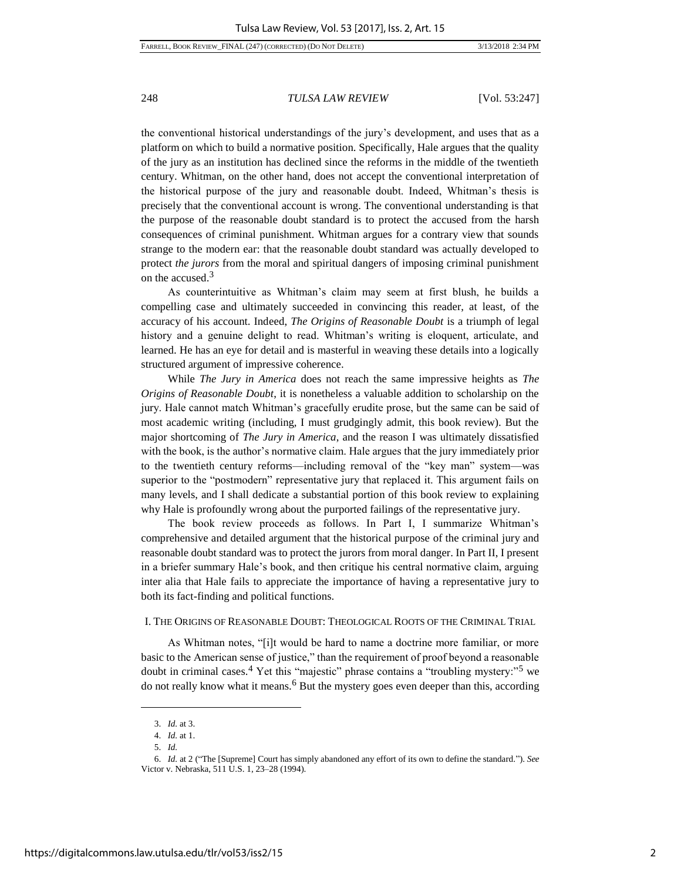the conventional historical understandings of the jury's development, and uses that as a platform on which to build a normative position. Specifically, Hale argues that the quality of the jury as an institution has declined since the reforms in the middle of the twentieth century. Whitman, on the other hand, does not accept the conventional interpretation of the historical purpose of the jury and reasonable doubt. Indeed, Whitman's thesis is precisely that the conventional account is wrong. The conventional understanding is that the purpose of the reasonable doubt standard is to protect the accused from the harsh consequences of criminal punishment. Whitman argues for a contrary view that sounds strange to the modern ear: that the reasonable doubt standard was actually developed to protect *the jurors* from the moral and spiritual dangers of imposing criminal punishment on the accused.[3]

As counterintuitive as Whitman's claim may seem at first blush, he builds a compelling case and ultimately succeeded in convincing this reader, at least, of the accuracy of his account. Indeed, *The Origins of Reasonable Doubt* is a triumph of legal history and a genuine delight to read. Whitman's writing is eloquent, articulate, and learned. He has an eye for detail and is masterful in weaving these details into a logically structured argument of impressive coherence.

While *The Jury in America* does not reach the same impressive heights as *The Origins of Reasonable Doubt*, it is nonetheless a valuable addition to scholarship on the jury. Hale cannot match Whitman's gracefully erudite prose, but the same can be said of most academic writing (including, I must grudgingly admit, this book review). But the major shortcoming of *The Jury in America*, and the reason I was ultimately dissatisfied with the book, is the author's normative claim. Hale argues that the jury immediately prior to the twentieth century reforms—including removal of the "key man" system—was superior to the "postmodern" representative jury that replaced it. This argument fails on many levels, and I shall dedicate a substantial portion of this book review to explaining why Hale is profoundly wrong about the purported failings of the representative jury.

The book review proceeds as follows. In Part I, I summarize Whitman's comprehensive and detailed argument that the historical purpose of the criminal jury and reasonable doubt standard was to protect the jurors from moral danger. In Part II, I present in a briefer summary Hale's book, and then critique his central normative claim, arguing inter alia that Hale fails to appreciate the importance of having a representative jury to both its fact-finding and political functions.

## I. THE ORIGINS OF REASONABLE DOUBT: THEOLOGICAL ROOTS OF THE CRIMINAL TRIAL

As Whitman notes, "[i]t would be hard to name a doctrine more familiar, or more basic to the American sense of justice," than the requirement of proof beyond a reasonable doubt in criminal cases.[4] Yet this "majestic" phrase contains a "troubling mystery:"[5] we do not really know what it means.[6] But the mystery goes even deeper than this, according

---

3. *Id.* at 3.

4. *Id.* at 1.

5. *Id.*

6. *Id.* at 2 ("The [Supreme] Court has simply abandoned any effort of its own to define the standard."). *See* Victor v. Nebraska, 511 U.S. 1, 23–28 (1994).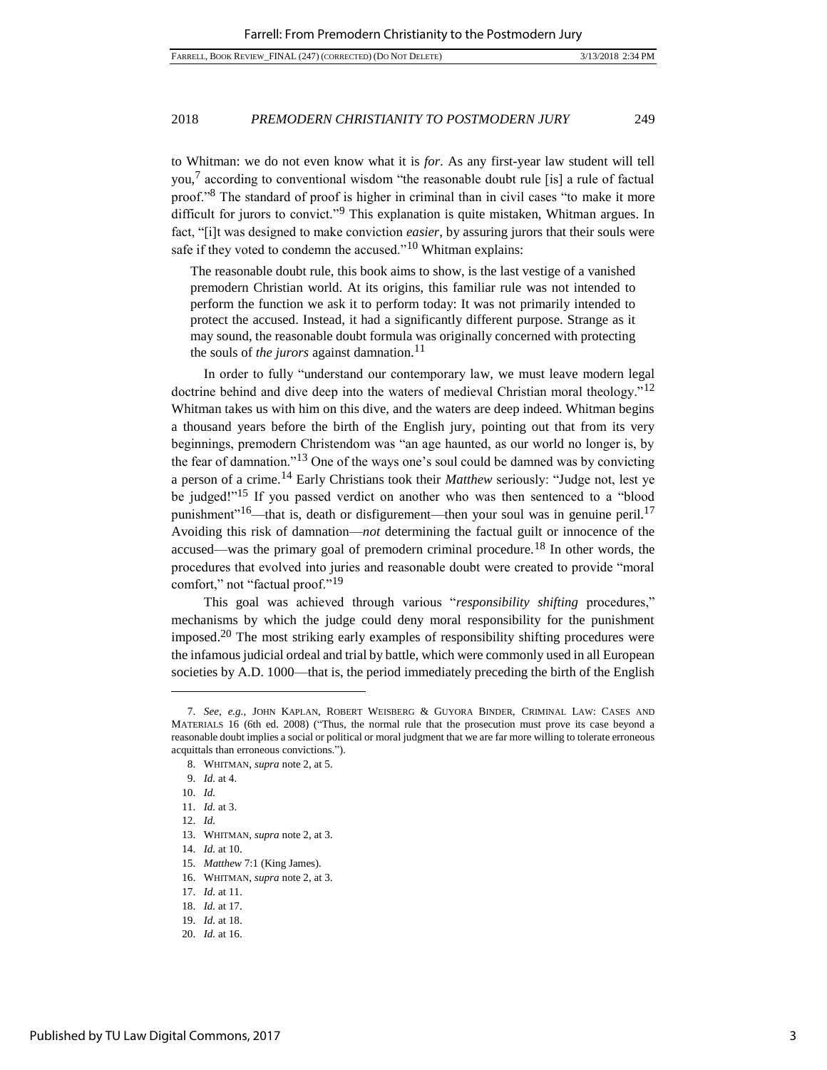to Whitman: we do not even know what it is *for*. As any first-year law student will tell you,[7] according to conventional wisdom "the reasonable doubt rule [is] a rule of factual proof."[8] The standard of proof is higher in criminal than in civil cases "to make it more difficult for jurors to convict."[9] This explanation is quite mistaken, Whitman argues. In fact, "[i]t was designed to make conviction *easier*, by assuring jurors that their souls were safe if they voted to condemn the accused."[10] Whitman explains:

> The reasonable doubt rule, this book aims to show, is the last vestige of a vanished premodern Christian world. At its origins, this familiar rule was not intended to perform the function we ask it to perform today: It was not primarily intended to protect the accused. Instead, it had a significantly different purpose. Strange as it may sound, the reasonable doubt formula was originally concerned with protecting the souls of *the jurors* against damnation.[11]

In order to fully "understand our contemporary law, we must leave modern legal doctrine behind and dive deep into the waters of medieval Christian moral theology."[12] Whitman takes us with him on this dive, and the waters are deep indeed. Whitman begins a thousand years before the birth of the English jury, pointing out that from its very beginnings, premodern Christendom was "an age haunted, as our world no longer is, by the fear of damnation."[13] One of the ways one's soul could be damned was by convicting a person of a crime.[14] Early Christians took their *Matthew* seriously: "Judge not, lest ye be judged!"[15] If you passed verdict on another who was then sentenced to a "blood punishment"[16]—that is, death or disfigurement—then your soul was in genuine peril.[17] Avoiding this risk of damnation—*not* determining the factual guilt or innocence of the accused—was the primary goal of premodern criminal procedure.[18] In other words, the procedures that evolved into juries and reasonable doubt were created to provide "moral comfort," not "factual proof."[19]

This goal was achieved through various "*responsibility shifting* procedures," mechanisms by which the judge could deny moral responsibility for the punishment imposed.[20] The most striking early examples of responsibility shifting procedures were the infamous judicial ordeal and trial by battle, which were commonly used in all European societies by A.D. 1000—that is, the period immediately preceding the birth of the English

---

7. *See, e.g.*, JOHN KAPLAN, ROBERT WEISBERG & GUYORA BINDER, CRIMINAL LAW: CASES AND MATERIALS 16 (6th ed. 2008) ("Thus, the normal rule that the prosecution must prove its case beyond a reasonable doubt implies a social or political or moral judgment that we are far more willing to tolerate erroneous acquittals than erroneous convictions.").

8. WHITMAN, *supra* note 2, at 5.

9. *Id.* at 4.

10. *Id.*

11. *Id.* at 3.

12. *Id.*

13. WHITMAN, *supra* note 2, at 3.

14. *Id.* at 10.

15. *Matthew* 7:1 (King James).

16. WHITMAN, *supra* note 2, at 3.

17. *Id.* at 11.

18. *Id.* at 17.

19. *Id.* at 18.

20. *Id.* at 16.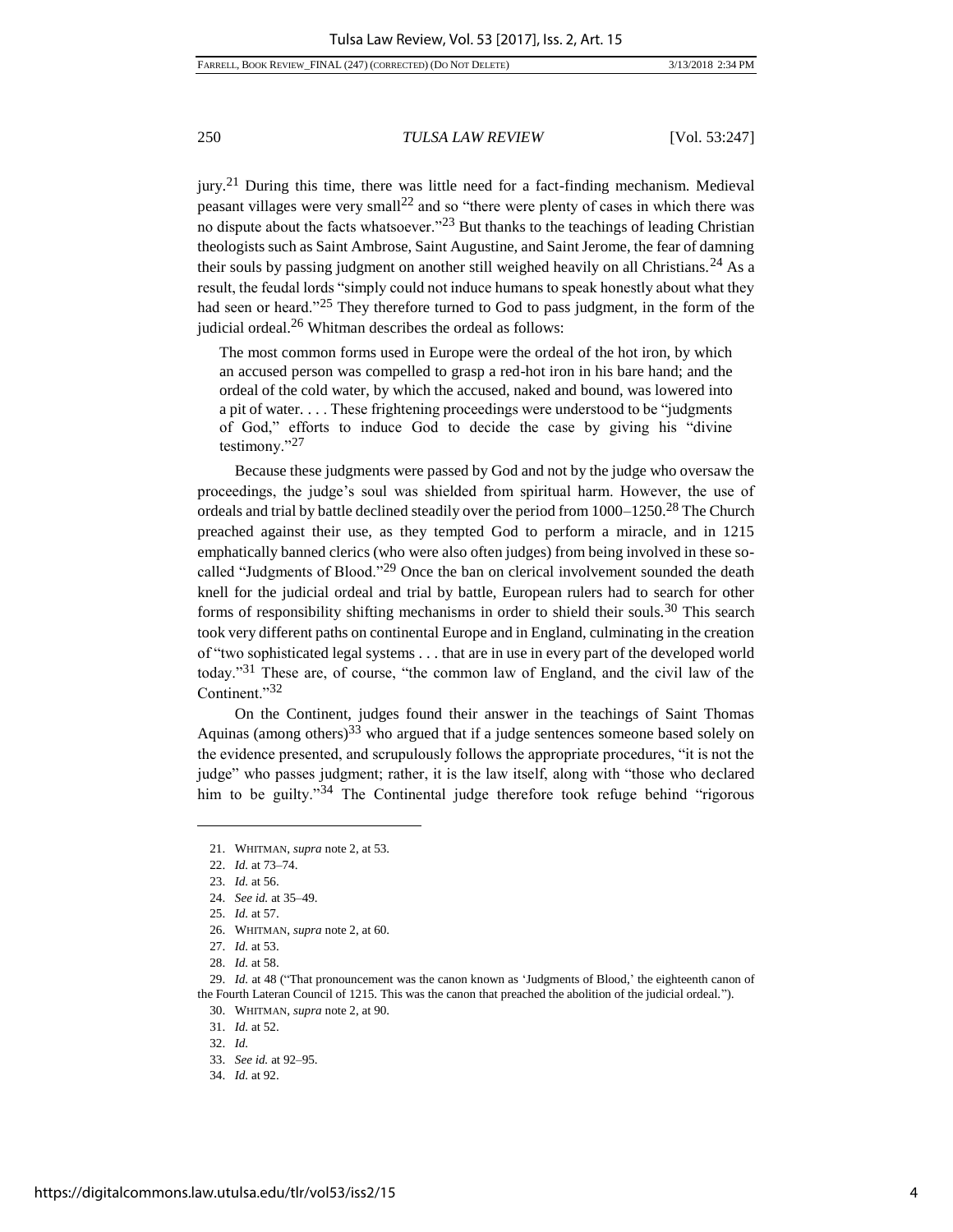jury.[21] During this time, there was little need for a fact-finding mechanism. Medieval peasant villages were very small[22] and so "there were plenty of cases in which there was no dispute about the facts whatsoever."[23] But thanks to the teachings of leading Christian theologists such as Saint Ambrose, Saint Augustine, and Saint Jerome, the fear of damning their souls by passing judgment on another still weighed heavily on all Christians.[24] As a result, the feudal lords "simply could not induce humans to speak honestly about what they had seen or heard."[25] They therefore turned to God to pass judgment, in the form of the judicial ordeal.[26] Whitman describes the ordeal as follows:

> The most common forms used in Europe were the ordeal of the hot iron, by which an accused person was compelled to grasp a red-hot iron in his bare hand; and the ordeal of the cold water, by which the accused, naked and bound, was lowered into a pit of water. . . . These frightening proceedings were understood to be "judgments of God," efforts to induce God to decide the case by giving his "divine testimony."[27]

Because these judgments were passed by God and not by the judge who oversaw the proceedings, the judge's soul was shielded from spiritual harm. However, the use of ordeals and trial by battle declined steadily over the period from 1000–1250.[28] The Church preached against their use, as they tempted God to perform a miracle, and in 1215 emphatically banned clerics (who were also often judges) from being involved in these so-called "Judgments of Blood."[29] Once the ban on clerical involvement sounded the death knell for the judicial ordeal and trial by battle, European rulers had to search for other forms of responsibility shifting mechanisms in order to shield their souls.[30] This search took very different paths on continental Europe and in England, culminating in the creation of "two sophisticated legal systems . . . that are in use in every part of the developed world today."[31] These are, of course, "the common law of England, and the civil law of the Continent."[32]

On the Continent, judges found their answer in the teachings of Saint Thomas Aquinas (among others)[33] who argued that if a judge sentences someone based solely on the evidence presented, and scrupulously follows the appropriate procedures, "it is not the judge" who passes judgment; rather, it is the law itself, along with "those who declared him to be guilty."[34] The Continental judge therefore took refuge behind "rigorous

---

21. WHITMAN, *supra* note 2, at 53.
22. *Id.* at 73–74.
23. *Id.* at 56.
24. *See id.* at 35–49.
25. *Id.* at 57.
26. WHITMAN, *supra* note 2, at 60.
27. *Id.* at 53.
28. *Id.* at 58.
29. *Id.* at 48 ("That pronouncement was the canon known as 'Judgments of Blood,' the eighteenth canon of the Fourth Lateran Council of 1215. This was the canon that preached the abolition of the judicial ordeal.").
30. WHITMAN, *supra* note 2, at 90.
31. *Id.* at 52.
32. *Id.*
33. *See id.* at 92–95.
34. *Id.* at 92.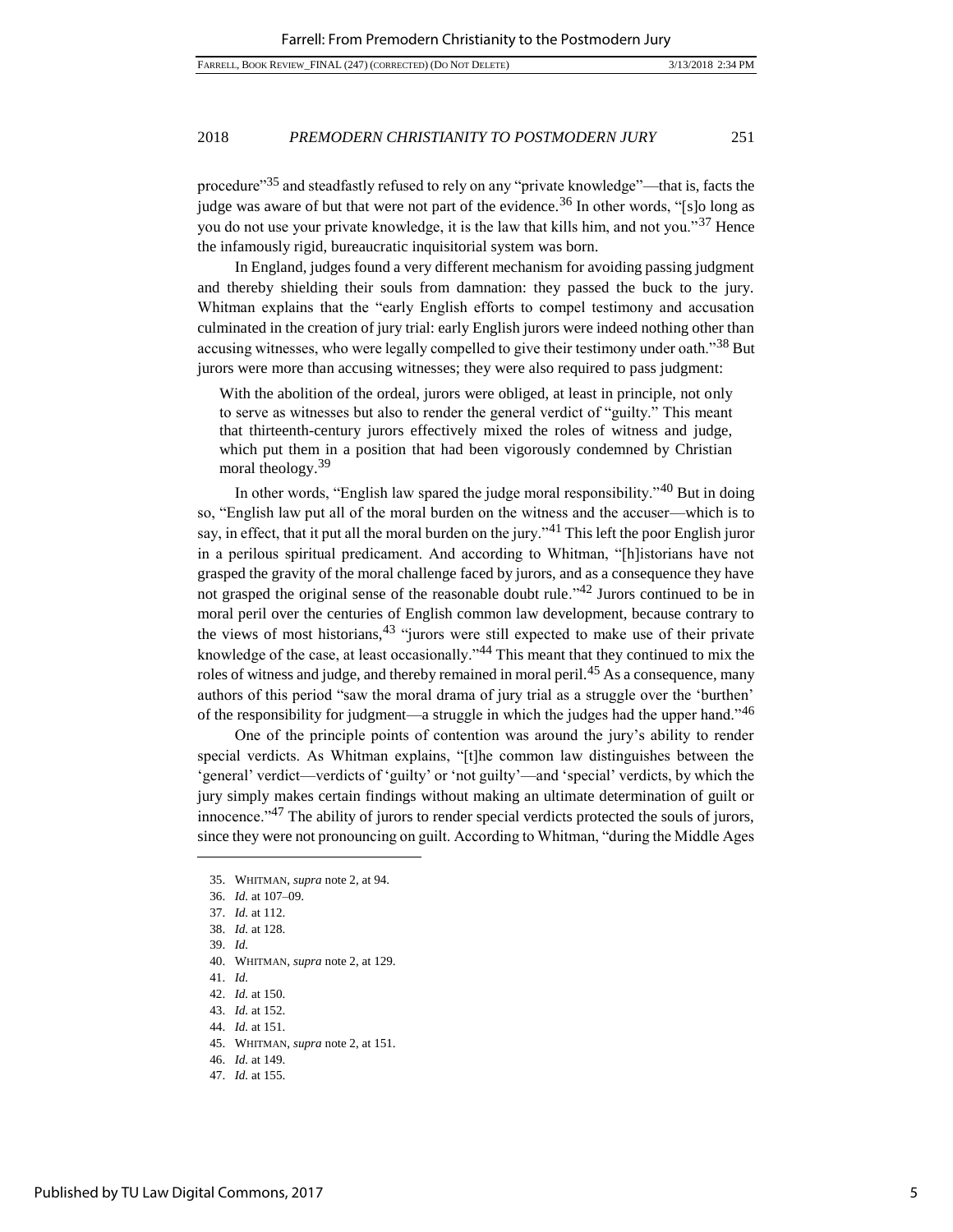procedure"[35] and steadfastly refused to rely on any "private knowledge"—that is, facts the judge was aware of but that were not part of the evidence.[36] In other words, "[s]o long as you do not use your private knowledge, it is the law that kills him, and not you."[37] Hence the infamously rigid, bureaucratic inquisitorial system was born.

In England, judges found a very different mechanism for avoiding passing judgment and thereby shielding their souls from damnation: they passed the buck to the jury. Whitman explains that the "early English efforts to compel testimony and accusation culminated in the creation of jury trial: early English jurors were indeed nothing other than accusing witnesses, who were legally compelled to give their testimony under oath."[38] But jurors were more than accusing witnesses; they were also required to pass judgment:

> With the abolition of the ordeal, jurors were obliged, at least in principle, not only to serve as witnesses but also to render the general verdict of "guilty." This meant that thirteenth-century jurors effectively mixed the roles of witness and judge, which put them in a position that had been vigorously condemned by Christian moral theology.[39]

In other words, "English law spared the judge moral responsibility."[40] But in doing so, "English law put all of the moral burden on the witness and the accuser—which is to say, in effect, that it put all the moral burden on the jury."[41] This left the poor English juror in a perilous spiritual predicament. And according to Whitman, "[h]istorians have not grasped the gravity of the moral challenge faced by jurors, and as a consequence they have not grasped the original sense of the reasonable doubt rule."[42] Jurors continued to be in moral peril over the centuries of English common law development, because contrary to the views of most historians,[43] "jurors were still expected to make use of their private knowledge of the case, at least occasionally."[44] This meant that they continued to mix the roles of witness and judge, and thereby remained in moral peril.[45] As a consequence, many authors of this period "saw the moral drama of jury trial as a struggle over the 'burthen' of the responsibility for judgment—a struggle in which the judges had the upper hand."[46]

One of the principle points of contention was around the jury's ability to render special verdicts. As Whitman explains, "[t]he common law distinguishes between the 'general' verdict—verdicts of 'guilty' or 'not guilty'—and 'special' verdicts, by which the jury simply makes certain findings without making an ultimate determination of guilt or innocence."[47] The ability of jurors to render special verdicts protected the souls of jurors, since they were not pronouncing on guilt. According to Whitman, "during the Middle Ages

---

35. WHITMAN, *supra* note 2, at 94.
36. *Id.* at 107–09.
37. *Id.* at 112.
38. *Id.* at 128.
39. *Id.*
40. WHITMAN, *supra* note 2, at 129.
41. *Id.*
42. *Id.* at 150.
43. *Id.* at 152.
44. *Id.* at 151.
45. WHITMAN, *supra* note 2, at 151.
46. *Id.* at 149.
47. *Id.* at 155.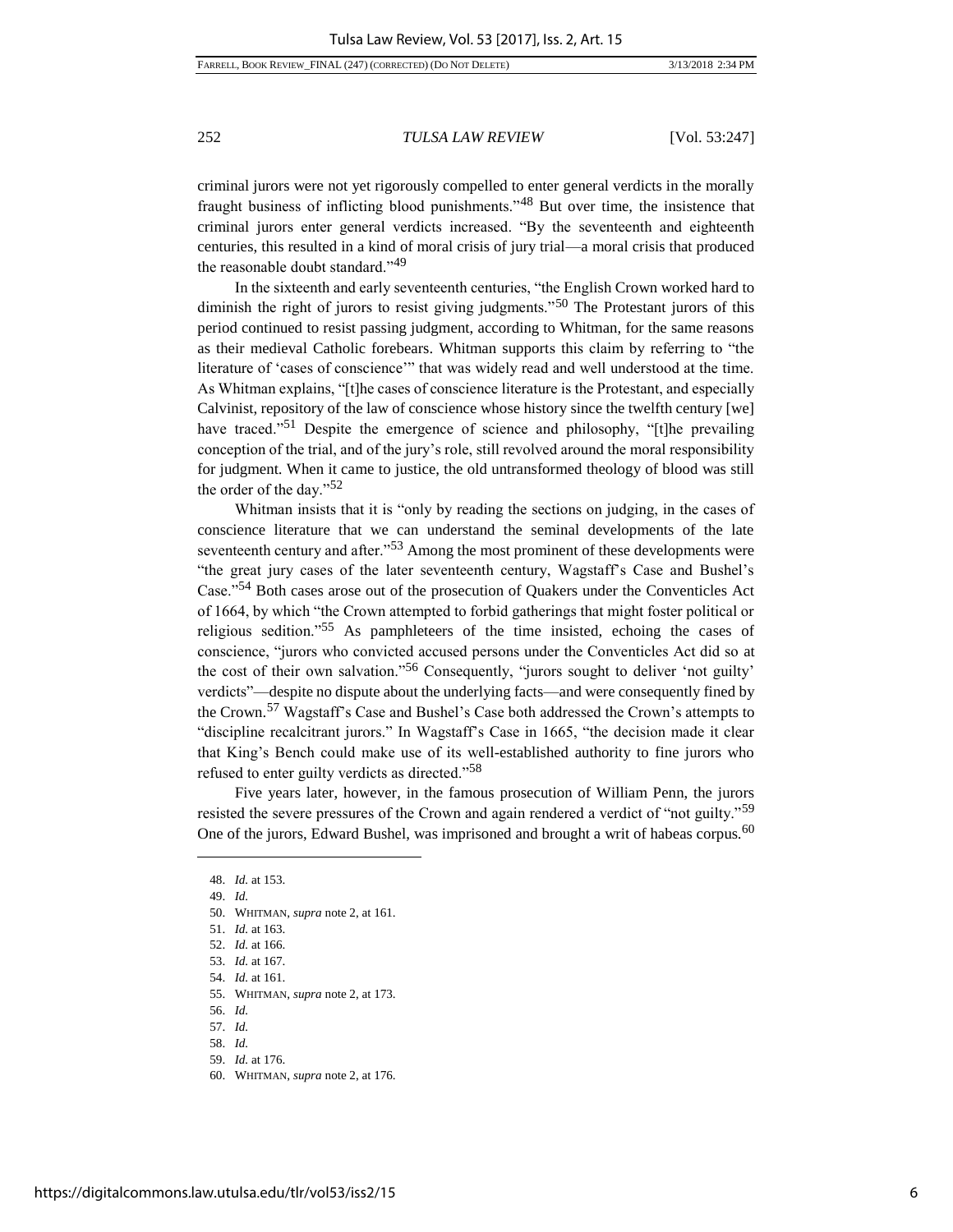criminal jurors were not yet rigorously compelled to enter general verdicts in the morally fraught business of inflicting blood punishments."[48] But over time, the insistence that criminal jurors enter general verdicts increased. "By the seventeenth and eighteenth centuries, this resulted in a kind of moral crisis of jury trial—a moral crisis that produced the reasonable doubt standard."[49]

In the sixteenth and early seventeenth centuries, "the English Crown worked hard to diminish the right of jurors to resist giving judgments."[50] The Protestant jurors of this period continued to resist passing judgment, according to Whitman, for the same reasons as their medieval Catholic forebears. Whitman supports this claim by referring to "the literature of 'cases of conscience'" that was widely read and well understood at the time. As Whitman explains, "[t]he cases of conscience literature is the Protestant, and especially Calvinist, repository of the law of conscience whose history since the twelfth century [we] have traced."[51] Despite the emergence of science and philosophy, "[t]he prevailing conception of the trial, and of the jury's role, still revolved around the moral responsibility for judgment. When it came to justice, the old untransformed theology of blood was still the order of the day."[52]

Whitman insists that it is "only by reading the sections on judging, in the cases of conscience literature that we can understand the seminal developments of the late seventeenth century and after."[53] Among the most prominent of these developments were "the great jury cases of the later seventeenth century, Wagstaff's Case and Bushel's Case."[54] Both cases arose out of the prosecution of Quakers under the Conventicles Act of 1664, by which "the Crown attempted to forbid gatherings that might foster political or religious sedition."[55] As pamphleteers of the time insisted, echoing the cases of conscience, "jurors who convicted accused persons under the Conventicles Act did so at the cost of their own salvation."[56] Consequently, "jurors sought to deliver 'not guilty' verdicts"—despite no dispute about the underlying facts—and were consequently fined by the Crown.[57] Wagstaff's Case and Bushel's Case both addressed the Crown's attempts to "discipline recalcitrant jurors." In Wagstaff's Case in 1665, "the decision made it clear that King's Bench could make use of its well-established authority to fine jurors who refused to enter guilty verdicts as directed."[58]

Five years later, however, in the famous prosecution of William Penn, the jurors resisted the severe pressures of the Crown and again rendered a verdict of "not guilty."[59] One of the jurors, Edward Bushel, was imprisoned and brought a writ of habeas corpus.[60]

---

48. *Id.* at 153.
49. *Id.*
50. WHITMAN, *supra* note 2, at 161.
51. *Id.* at 163.
52. *Id.* at 166.
53. *Id.* at 167.
54. *Id.* at 161.
55. WHITMAN, *supra* note 2, at 173.
56. *Id.*
57. *Id.*
58. *Id.*
59. *Id.* at 176.
60. WHITMAN, *supra* note 2, at 176.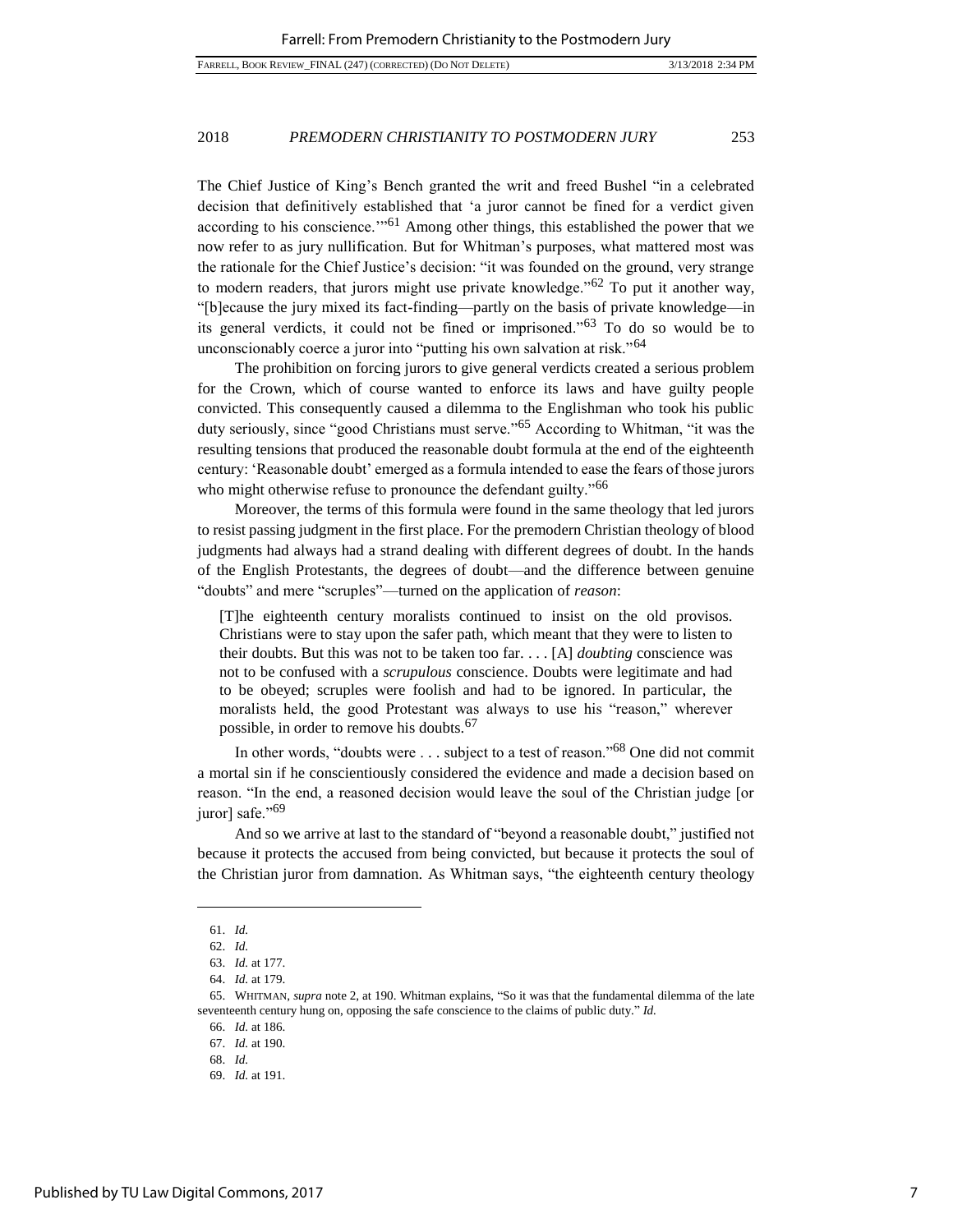The Chief Justice of King's Bench granted the writ and freed Bushel "in a celebrated decision that definitively established that 'a juror cannot be fined for a verdict given according to his conscience.'"[61] Among other things, this established the power that we now refer to as jury nullification. But for Whitman's purposes, what mattered most was the rationale for the Chief Justice's decision: "it was founded on the ground, very strange to modern readers, that jurors might use private knowledge."[62] To put it another way, "[b]ecause the jury mixed its fact-finding—partly on the basis of private knowledge—in its general verdicts, it could not be fined or imprisoned."[63] To do so would be to unconscionably coerce a juror into "putting his own salvation at risk."[64]

The prohibition on forcing jurors to give general verdicts created a serious problem for the Crown, which of course wanted to enforce its laws and have guilty people convicted. This consequently caused a dilemma to the Englishman who took his public duty seriously, since "good Christians must serve."[65] According to Whitman, "it was the resulting tensions that produced the reasonable doubt formula at the end of the eighteenth century: 'Reasonable doubt' emerged as a formula intended to ease the fears of those jurors who might otherwise refuse to pronounce the defendant guilty."[66]

Moreover, the terms of this formula were found in the same theology that led jurors to resist passing judgment in the first place. For the premodern Christian theology of blood judgments had always had a strand dealing with different degrees of doubt. In the hands of the English Protestants, the degrees of doubt—and the difference between genuine "doubts" and mere "scruples"—turned on the application of *reason*:

> [T]he eighteenth century moralists continued to insist on the old provisos. Christians were to stay upon the safer path, which meant that they were to listen to their doubts. But this was not to be taken too far. . . . [A] *doubting* conscience was not to be confused with a *scrupulous* conscience. Doubts were legitimate and had to be obeyed; scruples were foolish and had to be ignored. In particular, the moralists held, the good Protestant was always to use his "reason," wherever possible, in order to remove his doubts.[67]

In other words, "doubts were . . . subject to a test of reason."[68] One did not commit a mortal sin if he conscientiously considered the evidence and made a decision based on reason. "In the end, a reasoned decision would leave the soul of the Christian judge [or juror] safe."[69]

And so we arrive at last to the standard of "beyond a reasonable doubt," justified not because it protects the accused from being convicted, but because it protects the soul of the Christian juror from damnation. As Whitman says, "the eighteenth century theology

---

61. *Id.*

62. *Id.*

63. *Id.* at 177.

64. *Id.* at 179.

65. WHITMAN, *supra* note 2, at 190. Whitman explains, "So it was that the fundamental dilemma of the late seventeenth century hung on, opposing the safe conscience to the claims of public duty." *Id.*

66. *Id.* at 186.

67. *Id.* at 190.

68. *Id.*

69. *Id.* at 191.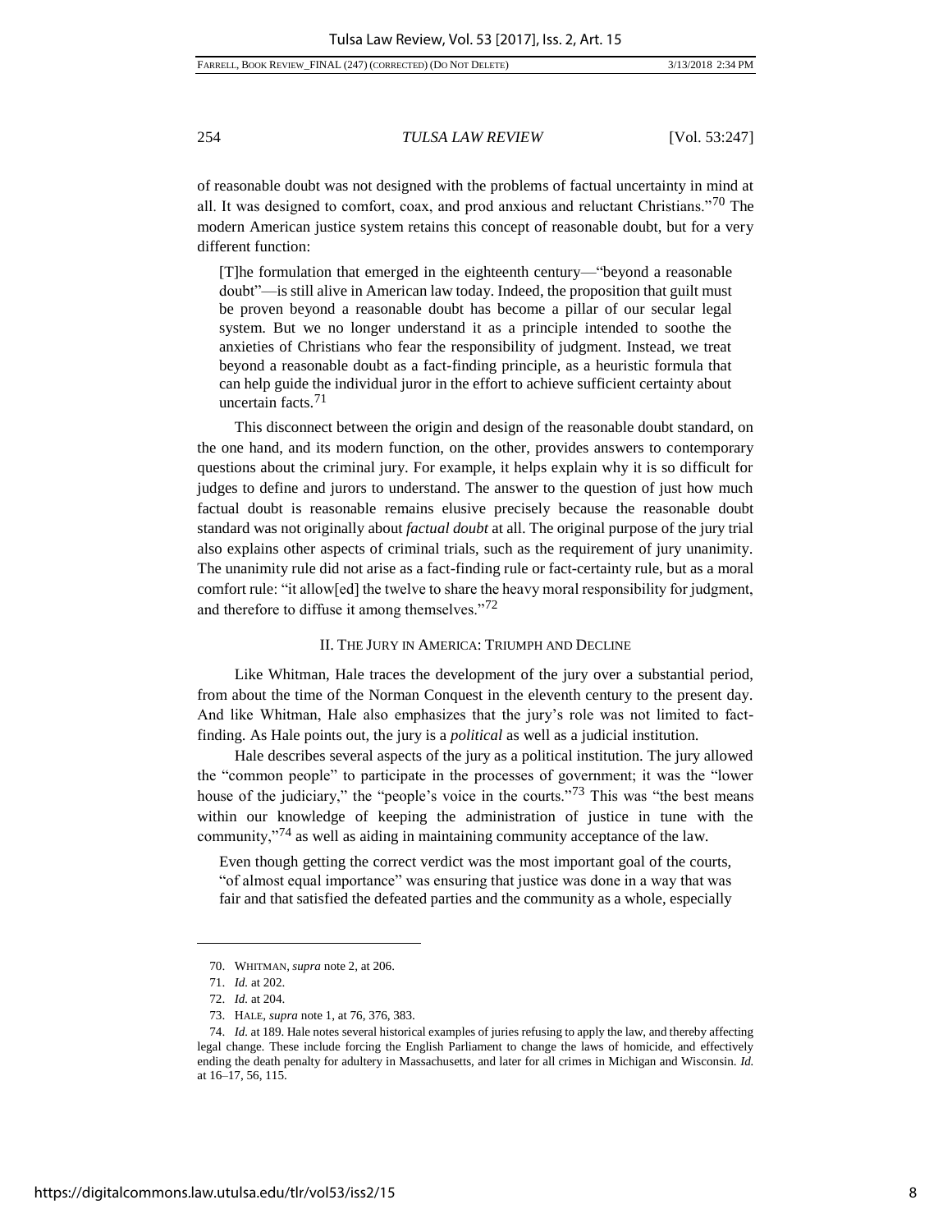of reasonable doubt was not designed with the problems of factual uncertainty in mind at all. It was designed to comfort, coax, and prod anxious and reluctant Christians."[70] The modern American justice system retains this concept of reasonable doubt, but for a very different function:

> [T]he formulation that emerged in the eighteenth century—"beyond a reasonable doubt"—is still alive in American law today. Indeed, the proposition that guilt must be proven beyond a reasonable doubt has become a pillar of our secular legal system. But we no longer understand it as a principle intended to soothe the anxieties of Christians who fear the responsibility of judgment. Instead, we treat beyond a reasonable doubt as a fact-finding principle, as a heuristic formula that can help guide the individual juror in the effort to achieve sufficient certainty about uncertain facts.[71]

This disconnect between the origin and design of the reasonable doubt standard, on the one hand, and its modern function, on the other, provides answers to contemporary questions about the criminal jury. For example, it helps explain why it is so difficult for judges to define and jurors to understand. The answer to the question of just how much factual doubt is reasonable remains elusive precisely because the reasonable doubt standard was not originally about *factual doubt* at all. The original purpose of the jury trial also explains other aspects of criminal trials, such as the requirement of jury unanimity. The unanimity rule did not arise as a fact-finding rule or fact-certainty rule, but as a moral comfort rule: "it allow[ed] the twelve to share the heavy moral responsibility for judgment, and therefore to diffuse it among themselves."[72]

## II. The Jury in America: Triumph and Decline

Like Whitman, Hale traces the development of the jury over a substantial period, from about the time of the Norman Conquest in the eleventh century to the present day. And like Whitman, Hale also emphasizes that the jury's role was not limited to fact-finding. As Hale points out, the jury is a *political* as well as a judicial institution.

Hale describes several aspects of the jury as a political institution. The jury allowed the "common people" to participate in the processes of government; it was the "lower house of the judiciary," the "people's voice in the courts."[73] This was "the best means within our knowledge of keeping the administration of justice in tune with the community,"[74] as well as aiding in maintaining community acceptance of the law.

> Even though getting the correct verdict was the most important goal of the courts, "of almost equal importance" was ensuring that justice was done in a way that was fair and that satisfied the defeated parties and the community as a whole, especially

---

70. WHITMAN, *supra* note 2, at 206.

71. *Id.* at 202.

72. *Id.* at 204.

73. HALE, *supra* note 1, at 76, 376, 383.

74. *Id.* at 189. Hale notes several historical examples of juries refusing to apply the law, and thereby affecting legal change. These include forcing the English Parliament to change the laws of homicide, and effectively ending the death penalty for adultery in Massachusetts, and later for all crimes in Michigan and Wisconsin. *Id.* at 16–17, 56, 115.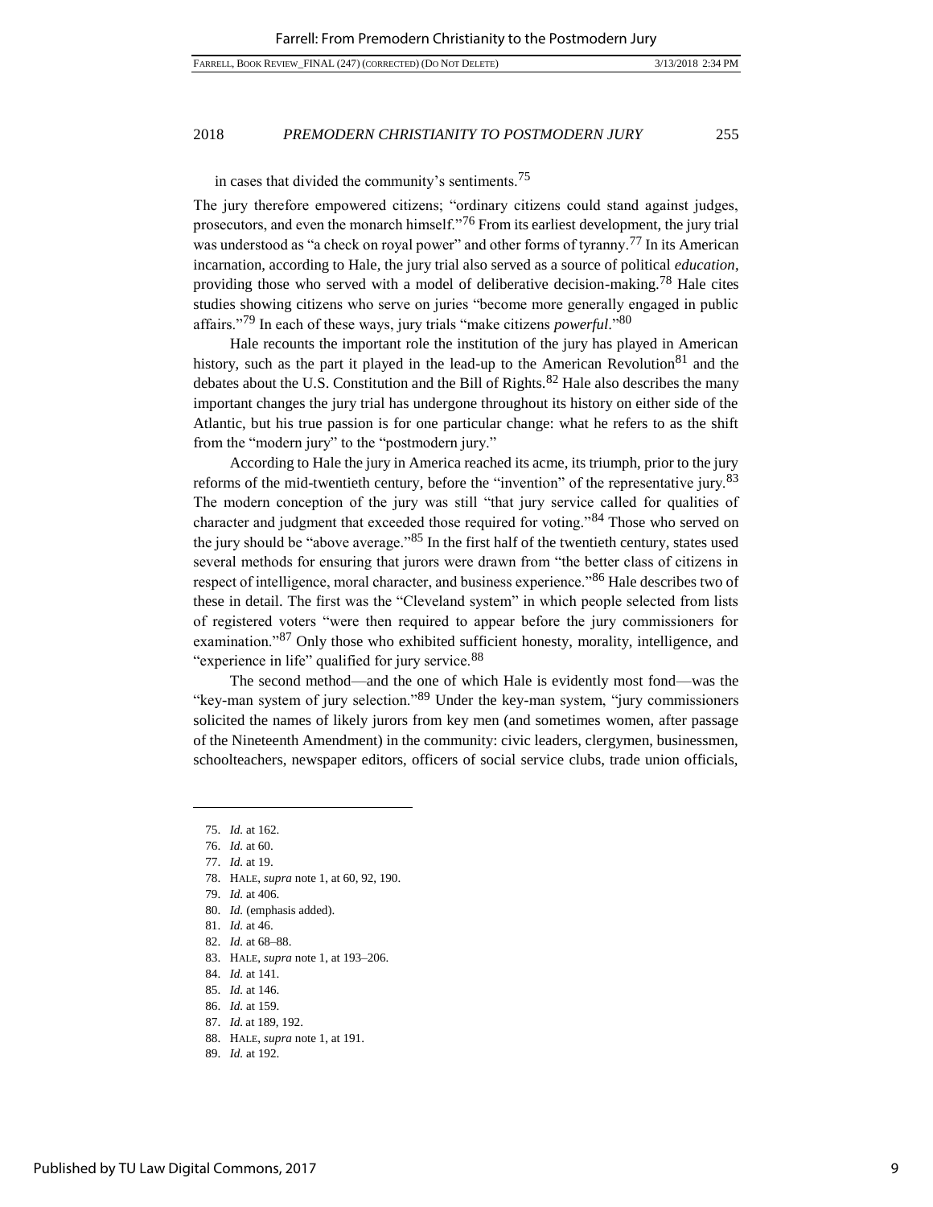in cases that divided the community's sentiments.[75]

The jury therefore empowered citizens; "ordinary citizens could stand against judges, prosecutors, and even the monarch himself."[76] From its earliest development, the jury trial was understood as "a check on royal power" and other forms of tyranny.[77] In its American incarnation, according to Hale, the jury trial also served as a source of political *education*, providing those who served with a model of deliberative decision-making.[78] Hale cites studies showing citizens who serve on juries "become more generally engaged in public affairs."[79] In each of these ways, jury trials "make citizens *powerful*."[80]

Hale recounts the important role the institution of the jury has played in American history, such as the part it played in the lead-up to the American Revolution[81] and the debates about the U.S. Constitution and the Bill of Rights.[82] Hale also describes the many important changes the jury trial has undergone throughout its history on either side of the Atlantic, but his true passion is for one particular change: what he refers to as the shift from the "modern jury" to the "postmodern jury."

According to Hale the jury in America reached its acme, its triumph, prior to the jury reforms of the mid-twentieth century, before the "invention" of the representative jury.[83] The modern conception of the jury was still "that jury service called for qualities of character and judgment that exceeded those required for voting."[84] Those who served on the jury should be "above average."[85] In the first half of the twentieth century, states used several methods for ensuring that jurors were drawn from "the better class of citizens in respect of intelligence, moral character, and business experience."[86] Hale describes two of these in detail. The first was the "Cleveland system" in which people selected from lists of registered voters "were then required to appear before the jury commissioners for examination."[87] Only those who exhibited sufficient honesty, morality, intelligence, and "experience in life" qualified for jury service.[88]

The second method—and the one of which Hale is evidently most fond—was the "key-man system of jury selection."[89] Under the key-man system, "jury commissioners solicited the names of likely jurors from key men (and sometimes women, after passage of the Nineteenth Amendment) in the community: civic leaders, clergymen, businessmen, schoolteachers, newspaper editors, officers of social service clubs, trade union officials,

---

75. *Id.* at 162.
76. *Id.* at 60.
77. *Id.* at 19.
78. HALE, *supra* note 1, at 60, 92, 190.
79. *Id.* at 406.
80. *Id.* (emphasis added).
81. *Id.* at 46.
82. *Id.* at 68–88.
83. HALE, *supra* note 1, at 193–206.
84. *Id.* at 141.
85. *Id.* at 146.
86. *Id.* at 159.
87. *Id.* at 189, 192.
88. HALE, *supra* note 1, at 191.
89. *Id.* at 192.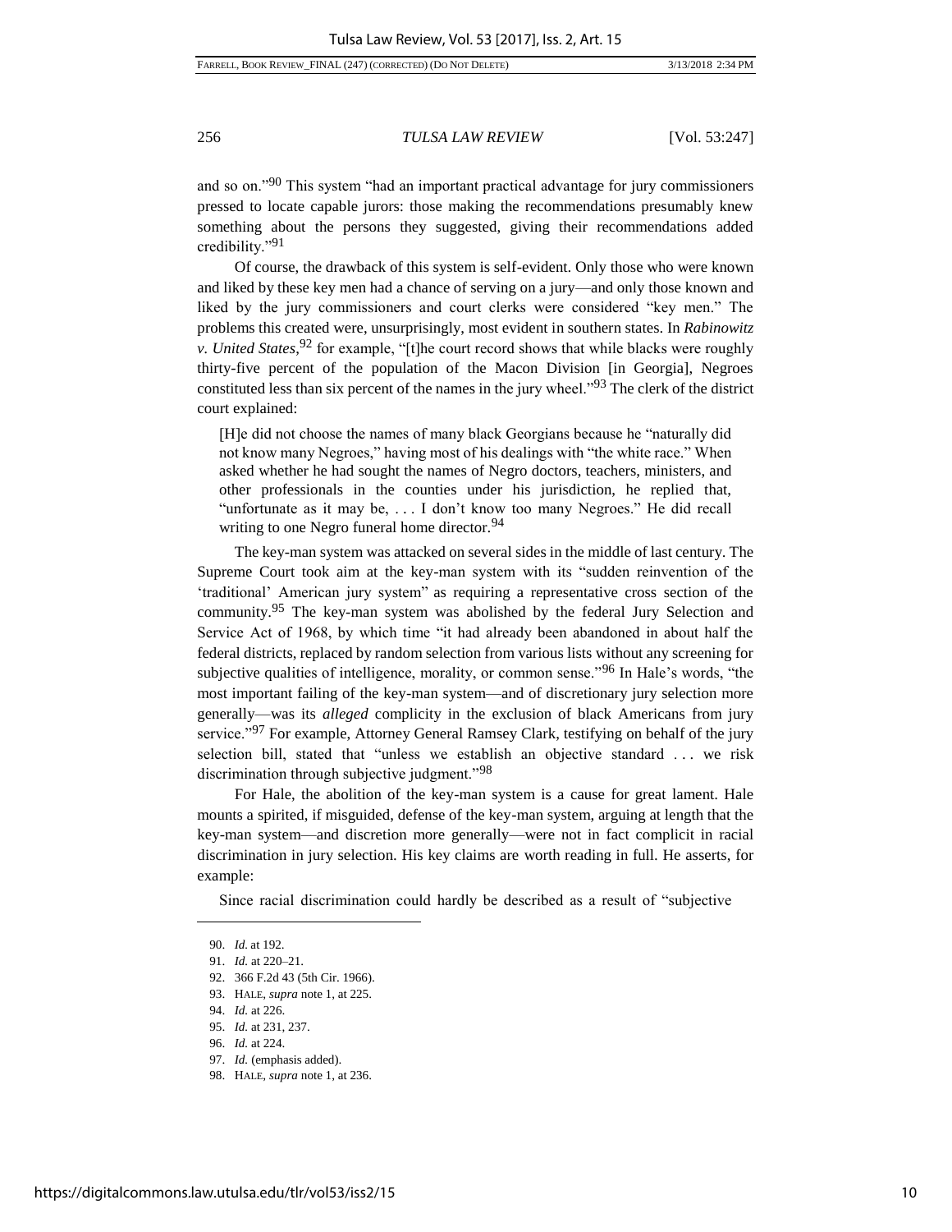and so on."[90] This system "had an important practical advantage for jury commissioners pressed to locate capable jurors: those making the recommendations presumably knew something about the persons they suggested, giving their recommendations added credibility."[91]

Of course, the drawback of this system is self-evident. Only those who were known and liked by these key men had a chance of serving on a jury—and only those known and liked by the jury commissioners and court clerks were considered "key men." The problems this created were, unsurprisingly, most evident in southern states. In *Rabinowitz v. United States*,[92] for example, "[t]he court record shows that while blacks were roughly thirty-five percent of the population of the Macon Division [in Georgia], Negroes constituted less than six percent of the names in the jury wheel."[93] The clerk of the district court explained:

> [H]e did not choose the names of many black Georgians because he "naturally did not know many Negroes," having most of his dealings with "the white race." When asked whether he had sought the names of Negro doctors, teachers, ministers, and other professionals in the counties under his jurisdiction, he replied that, "unfortunate as it may be, . . . I don't know too many Negroes." He did recall writing to one Negro funeral home director.[94]

The key-man system was attacked on several sides in the middle of last century. The Supreme Court took aim at the key-man system with its "sudden reinvention of the 'traditional' American jury system" as requiring a representative cross section of the community.[95] The key-man system was abolished by the federal Jury Selection and Service Act of 1968, by which time "it had already been abandoned in about half the federal districts, replaced by random selection from various lists without any screening for subjective qualities of intelligence, morality, or common sense."[96] In Hale's words, "the most important failing of the key-man system—and of discretionary jury selection more generally—was its *alleged* complicity in the exclusion of black Americans from jury service."[97] For example, Attorney General Ramsey Clark, testifying on behalf of the jury selection bill, stated that "unless we establish an objective standard . . . we risk discrimination through subjective judgment."[98]

For Hale, the abolition of the key-man system is a cause for great lament. Hale mounts a spirited, if misguided, defense of the key-man system, arguing at length that the key-man system—and discretion more generally—were not in fact complicit in racial discrimination in jury selection. His key claims are worth reading in full. He asserts, for example:

> Since racial discrimination could hardly be described as a result of "subjective

---

90. *Id.* at 192.
91. *Id.* at 220–21.
92. 366 F.2d 43 (5th Cir. 1966).
93. HALE, *supra* note 1, at 225.
94. *Id.* at 226.
95. *Id.* at 231, 237.
96. *Id.* at 224.
97. *Id.* (emphasis added).
98. HALE, *supra* note 1, at 236.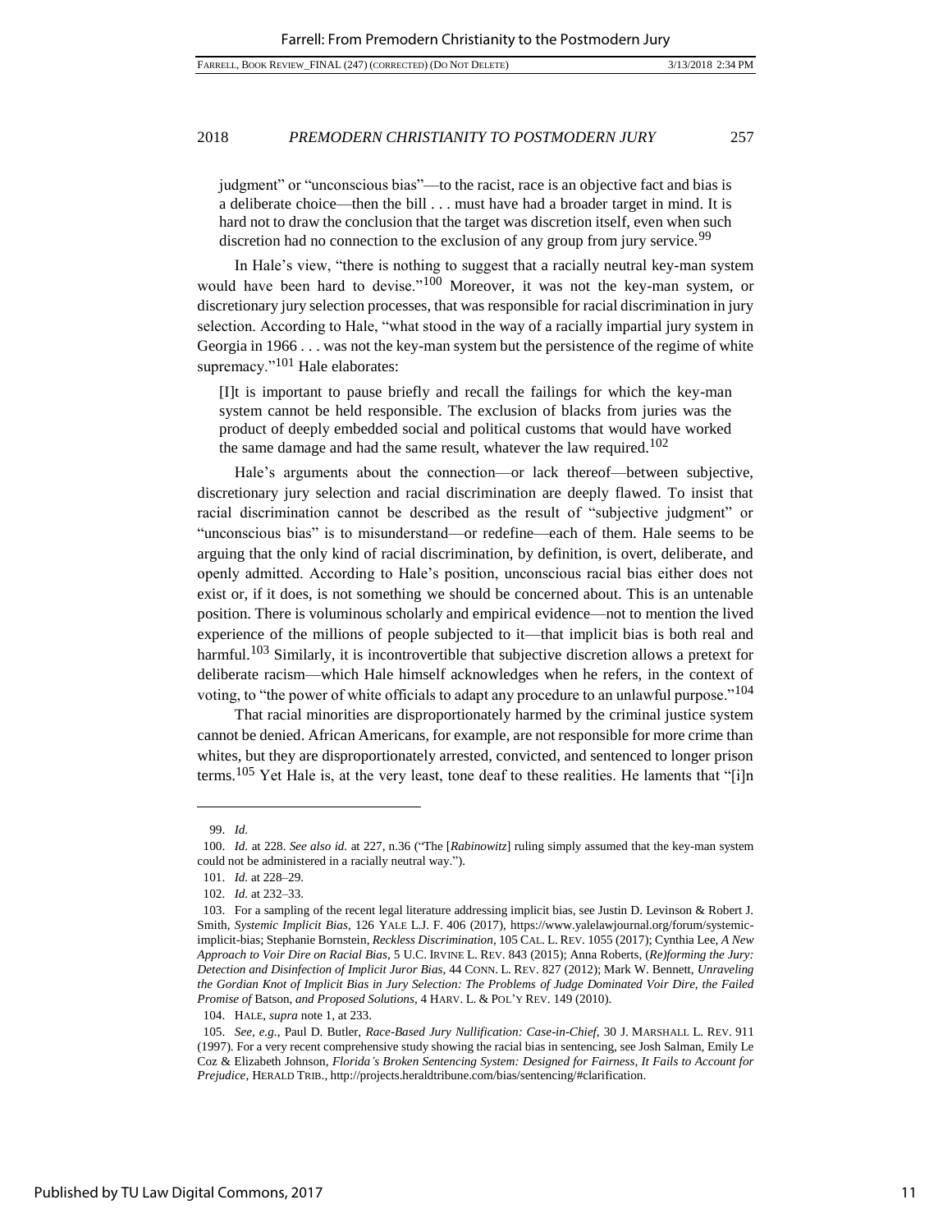judgment" or "unconscious bias"—to the racist, race is an objective fact and bias is a deliberate choice—then the bill . . . must have had a broader target in mind. It is hard not to draw the conclusion that the target was discretion itself, even when such discretion had no connection to the exclusion of any group from jury service.[99]

In Hale's view, "there is nothing to suggest that a racially neutral key-man system would have been hard to devise."[100] Moreover, it was not the key-man system, or discretionary jury selection processes, that was responsible for racial discrimination in jury selection. According to Hale, "what stood in the way of a racially impartial jury system in Georgia in 1966 . . . was not the key-man system but the persistence of the regime of white supremacy."[101] Hale elaborates:

> [I]t is important to pause briefly and recall the failings for which the key-man system cannot be held responsible. The exclusion of blacks from juries was the product of deeply embedded social and political customs that would have worked the same damage and had the same result, whatever the law required.[102]

Hale's arguments about the connection—or lack thereof—between subjective, discretionary jury selection and racial discrimination are deeply flawed. To insist that racial discrimination cannot be described as the result of "subjective judgment" or "unconscious bias" is to misunderstand—or redefine—each of them. Hale seems to be arguing that the only kind of racial discrimination, by definition, is overt, deliberate, and openly admitted. According to Hale's position, unconscious racial bias either does not exist or, if it does, is not something we should be concerned about. This is an untenable position. There is voluminous scholarly and empirical evidence—not to mention the lived experience of the millions of people subjected to it—that implicit bias is both real and harmful.[103] Similarly, it is incontrovertible that subjective discretion allows a pretext for deliberate racism—which Hale himself acknowledges when he refers, in the context of voting, to "the power of white officials to adapt any procedure to an unlawful purpose."[104]

That racial minorities are disproportionately harmed by the criminal justice system cannot be denied. African Americans, for example, are not responsible for more crime than whites, but they are disproportionately arrested, convicted, and sentenced to longer prison terms.[105] Yet Hale is, at the very least, tone deaf to these realities. He laments that "[i]n

---

99. *Id.*

100. *Id.* at 228. *See also id.* at 227, n.36 ("The [*Rabinowitz*] ruling simply assumed that the key-man system could not be administered in a racially neutral way.").

101. *Id.* at 228–29.

102. *Id.* at 232–33.

103. For a sampling of the recent legal literature addressing implicit bias, see Justin D. Levinson & Robert J. Smith, *Systemic Implicit Bias*, 126 YALE L.J. F. 406 (2017), https://www.yalelawjournal.org/forum/systemic-implicit-bias; Stephanie Bornstein, *Reckless Discrimination*, 105 CAL. L. REV. 1055 (2017); Cynthia Lee, *A New Approach to Voir Dire on Racial Bias*, 5 U.C. IRVINE L. REV. 843 (2015); Anna Roberts, *(Re)forming the Jury: Detection and Disinfection of Implicit Juror Bias*, 44 CONN. L. REV. 827 (2012); Mark W. Bennett, *Unraveling the Gordian Knot of Implicit Bias in Jury Selection: The Problems of Judge Dominated Voir Dire, the Failed Promise of* Batson, *and Proposed Solutions*, 4 HARV. L. & POL'Y REV. 149 (2010).

104. HALE, *supra* note 1, at 233.

105. *See, e.g.*, Paul D. Butler, *Race-Based Jury Nullification: Case-in-Chief*, 30 J. MARSHALL L. REV. 911 (1997). For a very recent comprehensive study showing the racial bias in sentencing, see Josh Salman, Emily Le Coz & Elizabeth Johnson, *Florida's Broken Sentencing System: Designed for Fairness, It Fails to Account for Prejudice*, HERALD TRIB., http://projects.heraldtribune.com/bias/sentencing/#clarification.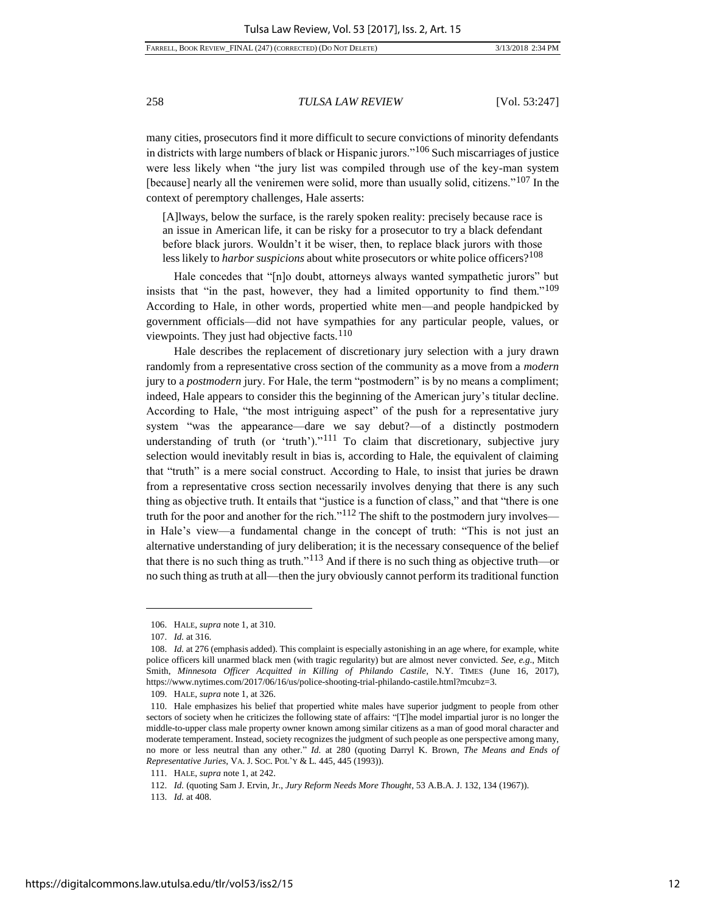many cities, prosecutors find it more difficult to secure convictions of minority defendants in districts with large numbers of black or Hispanic jurors."[106] Such miscarriages of justice were less likely when "the jury list was compiled through use of the key-man system [because] nearly all the veniremen were solid, more than usually solid, citizens."[107] In the context of peremptory challenges, Hale asserts:

> [A]lways, below the surface, is the rarely spoken reality: precisely because race is an issue in American life, it can be risky for a prosecutor to try a black defendant before black jurors. Wouldn't it be wiser, then, to replace black jurors with those less likely to *harbor suspicions* about white prosecutors or white police officers?[108]

Hale concedes that "[n]o doubt, attorneys always wanted sympathetic jurors" but insists that "in the past, however, they had a limited opportunity to find them."[109] According to Hale, in other words, propertied white men—and people handpicked by government officials—did not have sympathies for any particular people, values, or viewpoints. They just had objective facts.[110]

Hale describes the replacement of discretionary jury selection with a jury drawn randomly from a representative cross section of the community as a move from a *modern* jury to a *postmodern* jury. For Hale, the term "postmodern" is by no means a compliment; indeed, Hale appears to consider this the beginning of the American jury's titular decline. According to Hale, "the most intriguing aspect" of the push for a representative jury system "was the appearance—dare we say debut?—of a distinctly postmodern understanding of truth (or 'truth')."[111] To claim that discretionary, subjective jury selection would inevitably result in bias is, according to Hale, the equivalent of claiming that "truth" is a mere social construct. According to Hale, to insist that juries be drawn from a representative cross section necessarily involves denying that there is any such thing as objective truth. It entails that "justice is a function of class," and that "there is one truth for the poor and another for the rich."[112] The shift to the postmodern jury involves—in Hale's view—a fundamental change in the concept of truth: "This is not just an alternative understanding of jury deliberation; it is the necessary consequence of the belief that there is no such thing as truth."[113] And if there is no such thing as objective truth—or no such thing as truth at all—then the jury obviously cannot perform its traditional function

---

106. HALE, *supra* note 1, at 310.

107. *Id.* at 316.

108. *Id.* at 276 (emphasis added). This complaint is especially astonishing in an age where, for example, white police officers kill unarmed black men (with tragic regularity) but are almost never convicted. *See, e.g.*, Mitch Smith, *Minnesota Officer Acquitted in Killing of Philando Castile*, N.Y. TIMES (June 16, 2017), https://www.nytimes.com/2017/06/16/us/police-shooting-trial-philando-castile.html?mcubz=3.

109. HALE, *supra* note 1, at 326.

110. Hale emphasizes his belief that propertied white males have superior judgment to people from other sectors of society when he criticizes the following state of affairs: "[T]he model impartial juror is no longer the middle-to-upper class male property owner known among similar citizens as a man of good moral character and moderate temperament. Instead, society recognizes the judgment of such people as one perspective among many, no more or less neutral than any other." *Id.* at 280 (quoting Darryl K. Brown, *The Means and Ends of Representative Juries*, VA. J. SOC. POL'Y & L. 445, 445 (1993)).

111. HALE, *supra* note 1, at 242.

112. *Id.* (quoting Sam J. Ervin, Jr., *Jury Reform Needs More Thought*, 53 A.B.A. J. 132, 134 (1967)).

113. *Id.* at 408.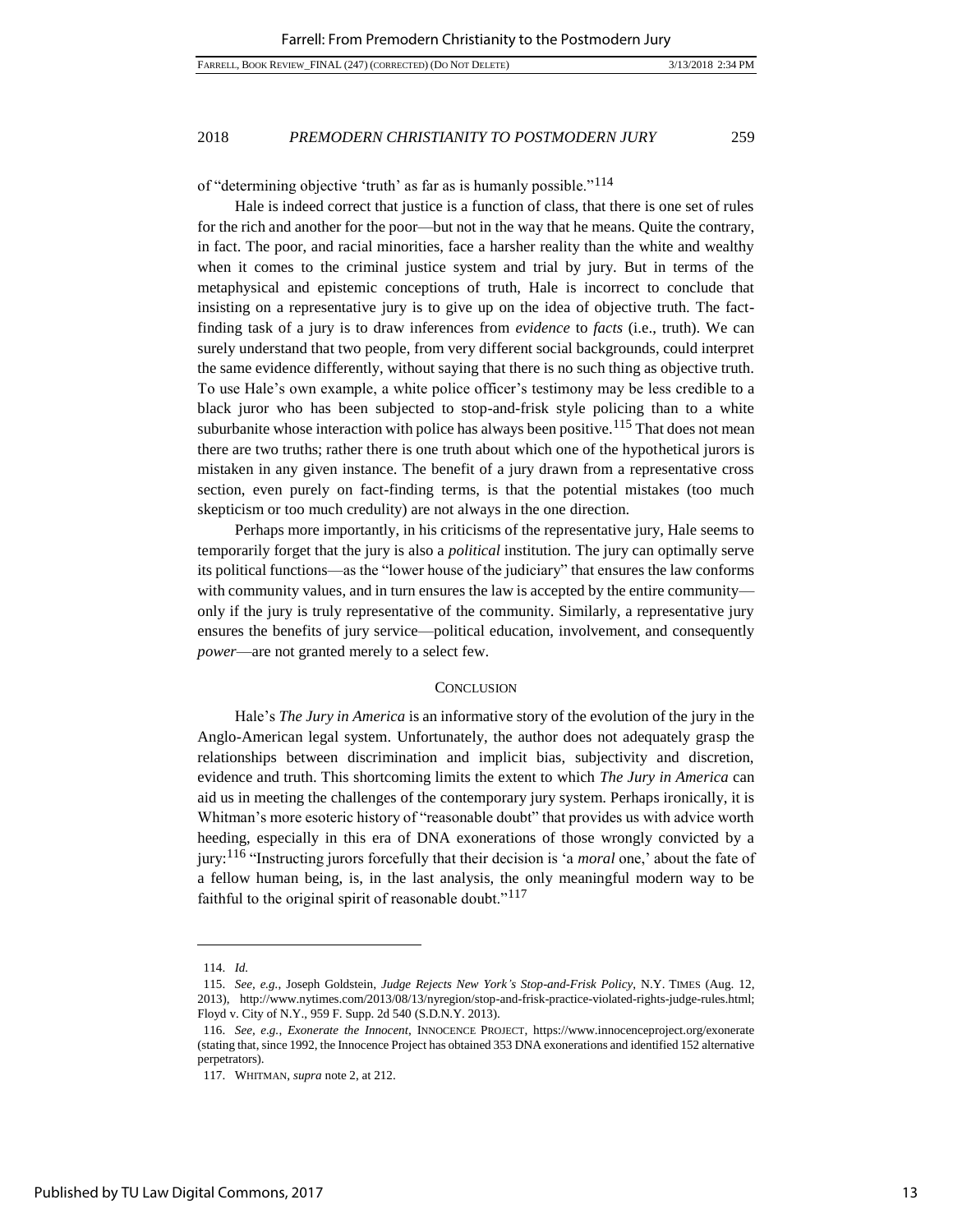of "determining objective 'truth' as far as is humanly possible."[114]

Hale is indeed correct that justice is a function of class, that there is one set of rules for the rich and another for the poor—but not in the way that he means. Quite the contrary, in fact. The poor, and racial minorities, face a harsher reality than the white and wealthy when it comes to the criminal justice system and trial by jury. But in terms of the metaphysical and epistemic conceptions of truth, Hale is incorrect to conclude that insisting on a representative jury is to give up on the idea of objective truth. The fact-finding task of a jury is to draw inferences from *evidence* to *facts* (i.e., truth). We can surely understand that two people, from very different social backgrounds, could interpret the same evidence differently, without saying that there is no such thing as objective truth. To use Hale's own example, a white police officer's testimony may be less credible to a black juror who has been subjected to stop-and-frisk style policing than to a white suburbanite whose interaction with police has always been positive.[115] That does not mean there are two truths; rather there is one truth about which one of the hypothetical jurors is mistaken in any given instance. The benefit of a jury drawn from a representative cross section, even purely on fact-finding terms, is that the potential mistakes (too much skepticism or too much credulity) are not always in the one direction.

Perhaps more importantly, in his criticisms of the representative jury, Hale seems to temporarily forget that the jury is also a *political* institution. The jury can optimally serve its political functions—as the "lower house of the judiciary" that ensures the law conforms with community values, and in turn ensures the law is accepted by the entire community—only if the jury is truly representative of the community. Similarly, a representative jury ensures the benefits of jury service—political education, involvement, and consequently *power*—are not granted merely to a select few.

## CONCLUSION

Hale's *The Jury in America* is an informative story of the evolution of the jury in the Anglo-American legal system. Unfortunately, the author does not adequately grasp the relationships between discrimination and implicit bias, subjectivity and discretion, evidence and truth. This shortcoming limits the extent to which *The Jury in America* can aid us in meeting the challenges of the contemporary jury system. Perhaps ironically, it is Whitman's more esoteric history of "reasonable doubt" that provides us with advice worth heeding, especially in this era of DNA exonerations of those wrongly convicted by a jury:[116] "Instructing jurors forcefully that their decision is 'a *moral* one,' about the fate of a fellow human being, is, in the last analysis, the only meaningful modern way to be faithful to the original spirit of reasonable doubt."[117]

---

114. *Id.*

115. *See, e.g.*, Joseph Goldstein, *Judge Rejects New York's Stop-and-Frisk Policy*, N.Y. TIMES (Aug. 12, 2013), http://www.nytimes.com/2013/08/13/nyregion/stop-and-frisk-practice-violated-rights-judge-rules.html; Floyd v. City of N.Y., 959 F. Supp. 2d 540 (S.D.N.Y. 2013).

116. *See, e.g.*, *Exonerate the Innocent*, INNOCENCE PROJECT, https://www.innocenceproject.org/exonerate (stating that, since 1992, the Innocence Project has obtained 353 DNA exonerations and identified 152 alternative perpetrators).

117. WHITMAN, *supra* note 2, at 212.